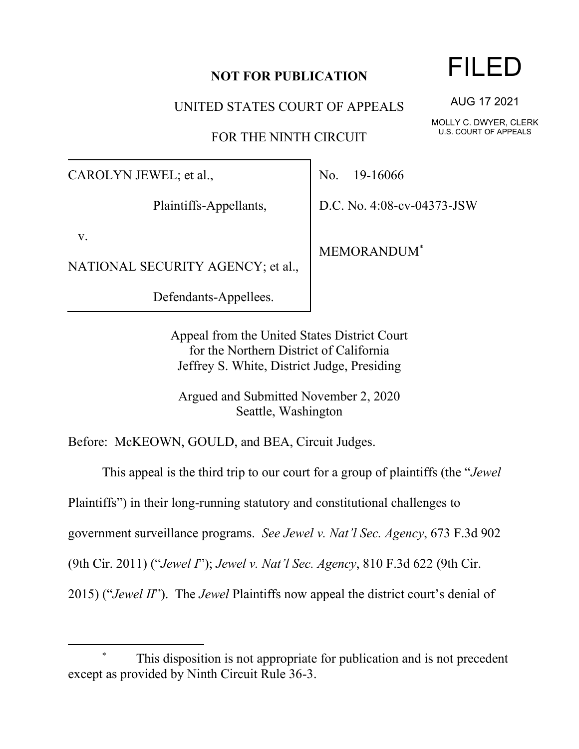**NOT FOR PUBLICATION**

UNITED STATES COURT OF APPEALS

FOR THE NINTH CIRCUIT

FILED

AUG 17 2021

MOLLY C. DWYER, CLERK
U.S. COURT OF APPEALS

CAROLYN JEWEL; et al.,

Plaintiffs-Appellants,

v.

NATIONAL SECURITY AGENCY; et al.,

Defendants-Appellees.

No. 19-16066

D.C. No. 4:08-cv-04373-JSW

MEMORANDUM*

Appeal from the United States District Court
for the Northern District of California
Jeffrey S. White, District Judge, Presiding

Argued and Submitted November 2, 2020
Seattle, Washington

Before: McKEOWN, GOULD, and BEA, Circuit Judges.

This appeal is the third trip to our court for a group of plaintiffs (the "*Jewel* Plaintiffs") in their long-running statutory and constitutional challenges to government surveillance programs. *See Jewel v. Nat'l Sec. Agency*, 673 F.3d 902 (9th Cir. 2011) ("*Jewel I*"); *Jewel v. Nat'l Sec. Agency*, 810 F.3d 622 (9th Cir. 2015) ("*Jewel II*"). The *Jewel* Plaintiffs now appeal the district court's denial of

\* This disposition is not appropriate for publication and is not precedent except as provided by Ninth Circuit Rule 36-3.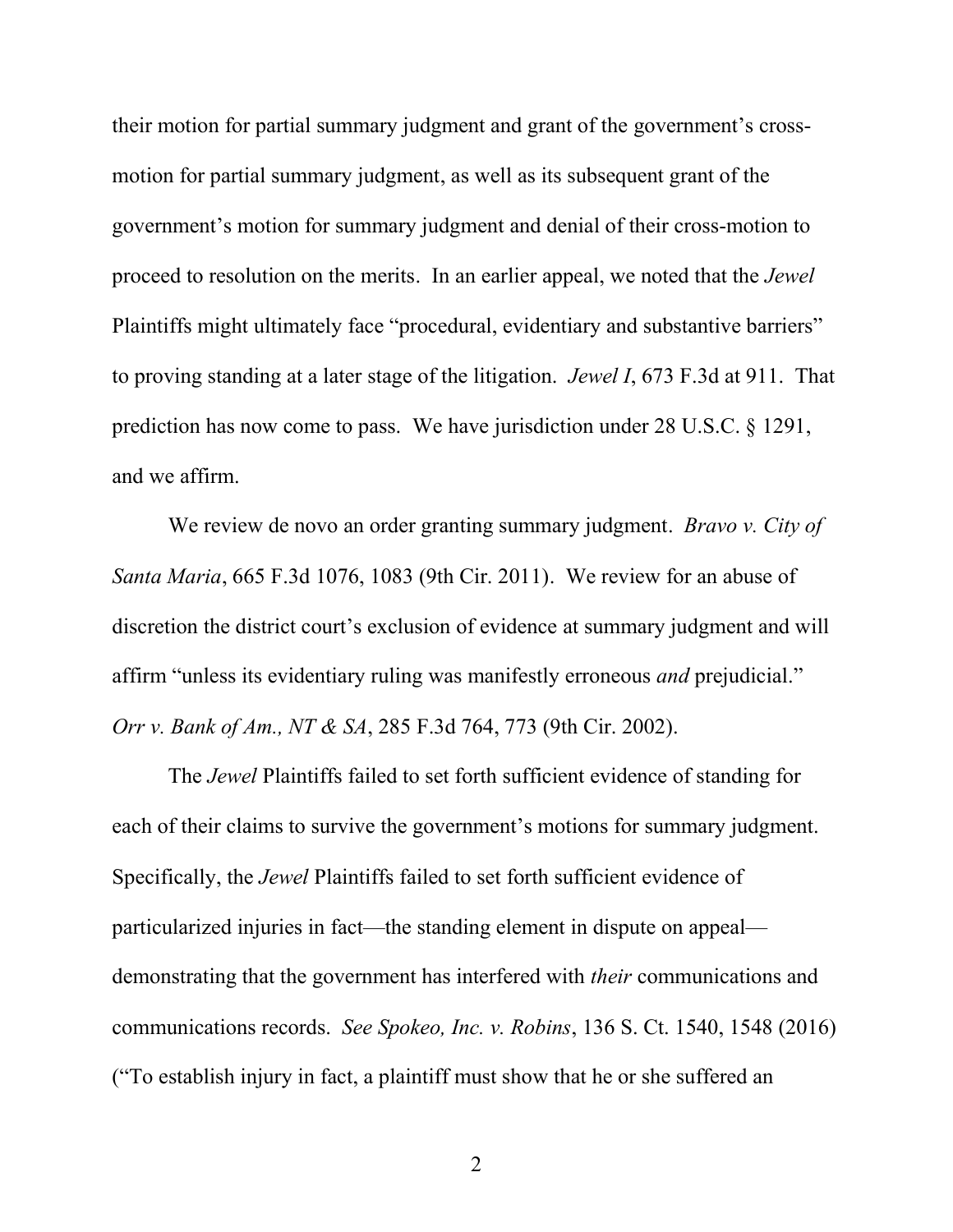their motion for partial summary judgment and grant of the government's cross-motion for partial summary judgment, as well as its subsequent grant of the government's motion for summary judgment and denial of their cross-motion to proceed to resolution on the merits. In an earlier appeal, we noted that the *Jewel* Plaintiffs might ultimately face "procedural, evidentiary and substantive barriers" to proving standing at a later stage of the litigation. *Jewel I*, 673 F.3d at 911. That prediction has now come to pass. We have jurisdiction under 28 U.S.C. § 1291, and we affirm.

We review de novo an order granting summary judgment. *Bravo v. City of Santa Maria*, 665 F.3d 1076, 1083 (9th Cir. 2011). We review for an abuse of discretion the district court's exclusion of evidence at summary judgment and will affirm "unless its evidentiary ruling was manifestly erroneous *and* prejudicial." *Orr v. Bank of Am., NT & SA*, 285 F.3d 764, 773 (9th Cir. 2002).

The *Jewel* Plaintiffs failed to set forth sufficient evidence of standing for each of their claims to survive the government's motions for summary judgment. Specifically, the *Jewel* Plaintiffs failed to set forth sufficient evidence of particularized injuries in fact—the standing element in dispute on appeal—demonstrating that the government has interfered with *their* communications and communications records. *See Spokeo, Inc. v. Robins*, 136 S. Ct. 1540, 1548 (2016) ("To establish injury in fact, a plaintiff must show that he or she suffered an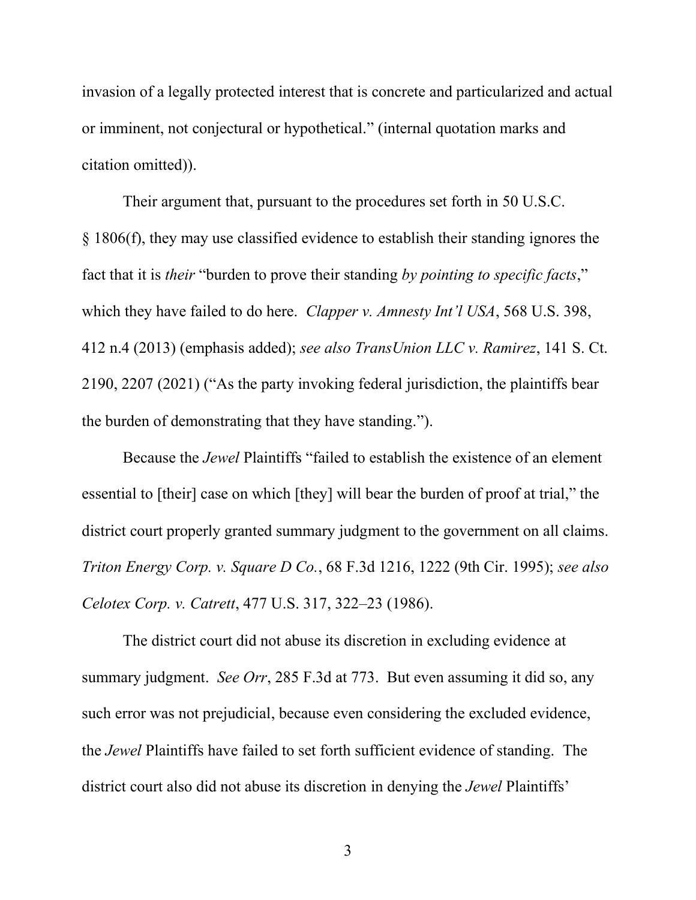invasion of a legally protected interest that is concrete and particularized and actual or imminent, not conjectural or hypothetical." (internal quotation marks and citation omitted)).

Their argument that, pursuant to the procedures set forth in 50 U.S.C. § 1806(f), they may use classified evidence to establish their standing ignores the fact that it is *their* "burden to prove their standing *by pointing to specific facts*," which they have failed to do here. *Clapper v. Amnesty Int'l USA*, 568 U.S. 398, 412 n.4 (2013) (emphasis added); *see also TransUnion LLC v. Ramirez*, 141 S. Ct. 2190, 2207 (2021) ("As the party invoking federal jurisdiction, the plaintiffs bear the burden of demonstrating that they have standing.").

Because the *Jewel* Plaintiffs "failed to establish the existence of an element essential to [their] case on which [they] will bear the burden of proof at trial," the district court properly granted summary judgment to the government on all claims. *Triton Energy Corp. v. Square D Co.*, 68 F.3d 1216, 1222 (9th Cir. 1995); *see also Celotex Corp. v. Catrett*, 477 U.S. 317, 322–23 (1986).

The district court did not abuse its discretion in excluding evidence at summary judgment. *See Orr*, 285 F.3d at 773. But even assuming it did so, any such error was not prejudicial, because even considering the excluded evidence, the *Jewel* Plaintiffs have failed to set forth sufficient evidence of standing. The district court also did not abuse its discretion in denying the *Jewel* Plaintiffs'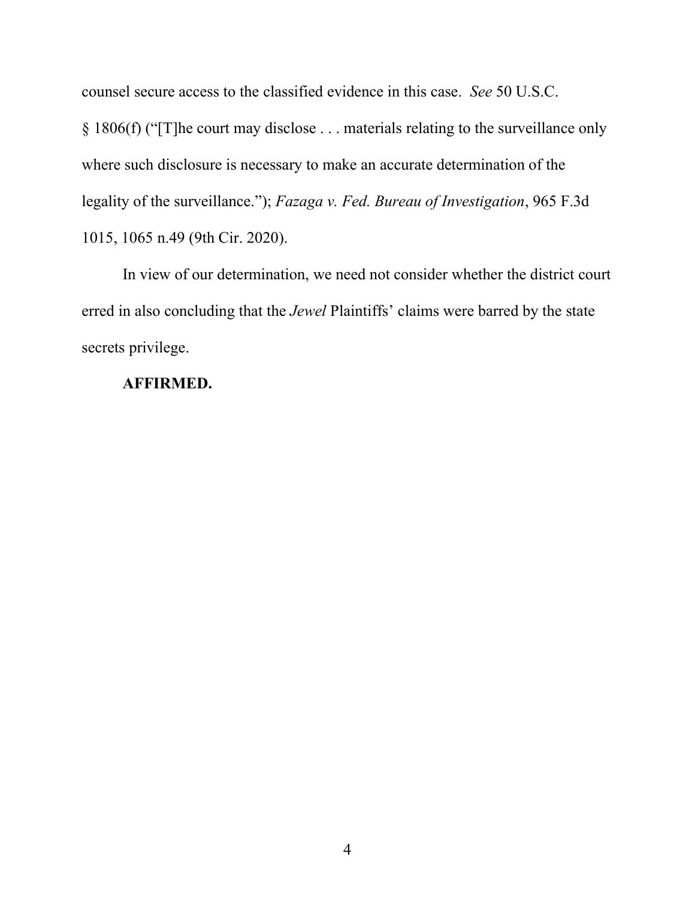counsel secure access to the classified evidence in this case. *See* 50 U.S.C. § 1806(f) ("[T]he court may disclose . . . materials relating to the surveillance only where such disclosure is necessary to make an accurate determination of the legality of the surveillance."); *Fazaga v. Fed. Bureau of Investigation*, 965 F.3d 1015, 1065 n.49 (9th Cir. 2020).

In view of our determination, we need not consider whether the district court erred in also concluding that the *Jewel* Plaintiffs' claims were barred by the state secrets privilege.

**AFFIRMED.**